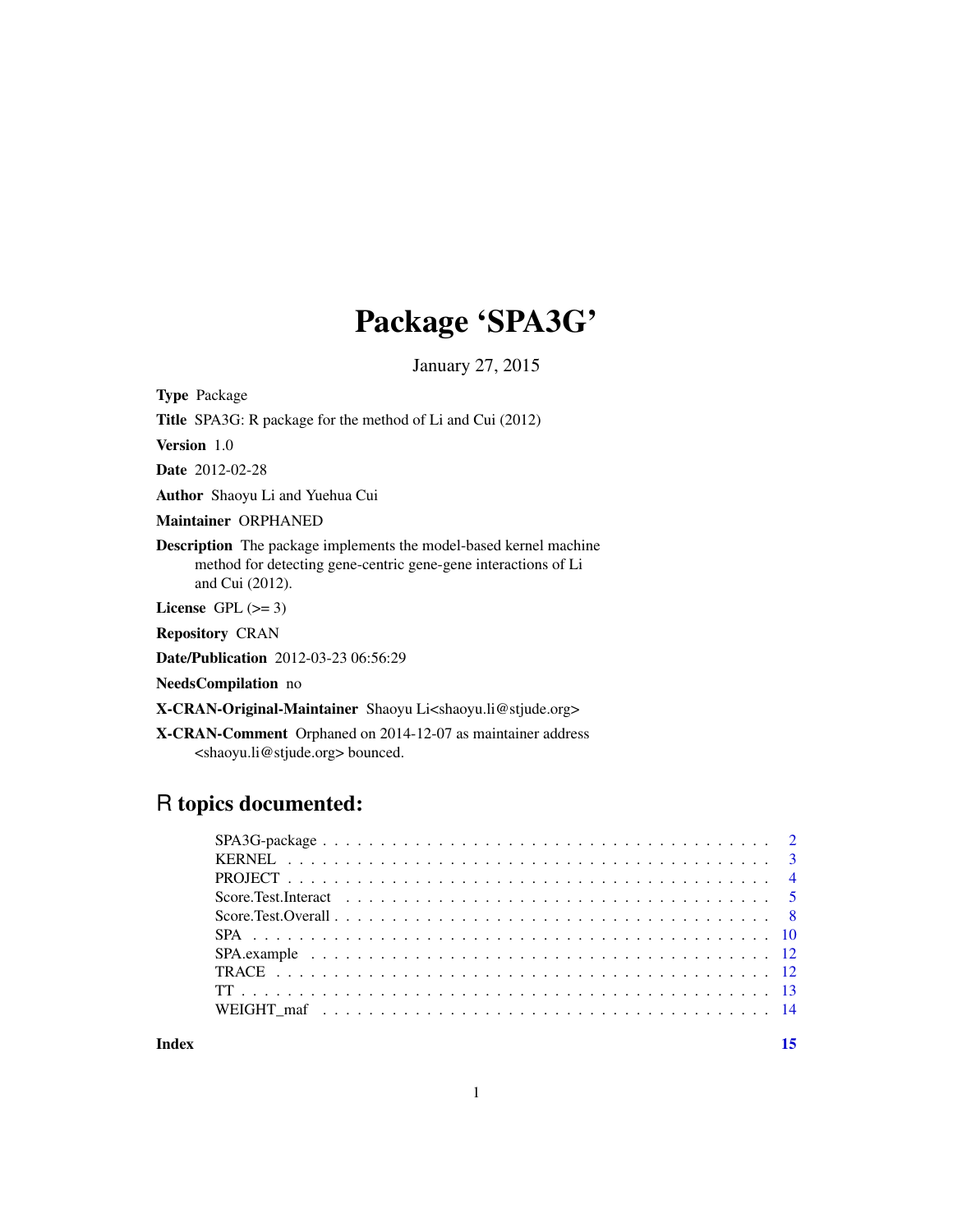# Package 'SPA3G'

January 27, 2015

**Type** Package

**Title** SPA3G: R package for the method of Li and Cui (2012)

**Version** 1.0

**Date** 2012-02-28

**Author** Shaoyu Li and Yuehua Cui

**Maintainer** ORPHANED

**Description** The package implements the model-based kernel machine method for detecting gene-centric gene-gene interactions of Li and Cui (2012).

**License** GPL (>= 3)

**Repository** CRAN

**Date/Publication** 2012-03-23 06:56:29

**NeedsCompilation** no

**X-CRAN-Original-Maintainer** Shaoyu Li<shaoyu.li@stjude.org>

**X-CRAN-Comment** Orphaned on 2014-12-07 as maintainer address <shaoyu.li@stjude.org> bounced.

## R topics documented:

| | |
|---|---|
| SPA3G-package | 2 |
| KERNEL | 3 |
| PROJECT | 4 |
| Score.Test.Interact | 5 |
| Score.Test.Overall | 8 |
| SPA | 10 |
| SPA.example | 12 |
| TRACE | 12 |
| TT | 13 |
| WEIGHT_maf | 14 |
| **Index** | **15** |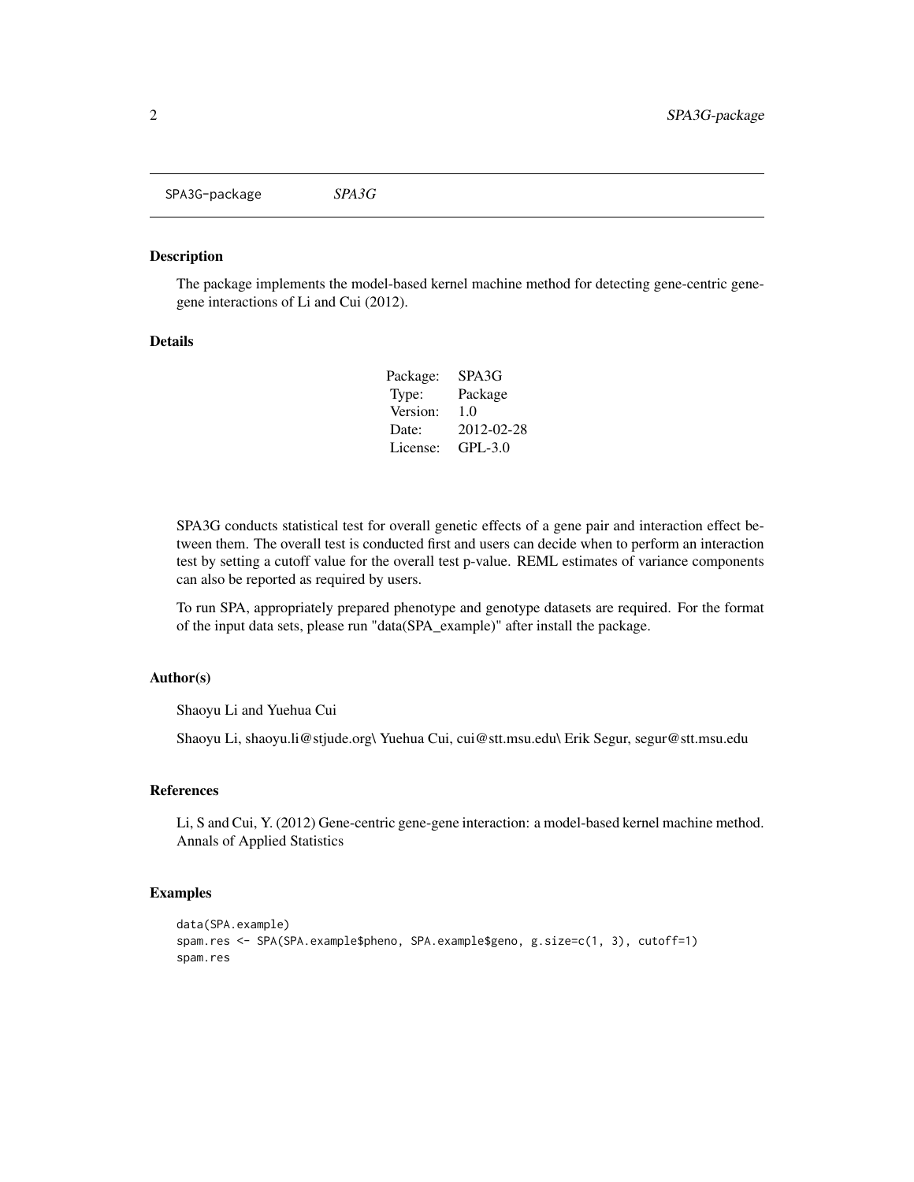SPA3G-package *SPA3G*

### Description

The package implements the model-based kernel machine method for detecting gene-centric gene-gene interactions of Li and Cui (2012).

### Details

| | |
|---|---|
| Package: | SPA3G |
| Type: | Package |
| Version: | 1.0 |
| Date: | 2012-02-28 |
| License: | GPL-3.0 |

SPA3G conducts statistical test for overall genetic effects of a gene pair and interaction effect between them. The overall test is conducted first and users can decide when to perform an interaction test by setting a cutoff value for the overall test p-value. REML estimates of variance components can also be reported as required by users.

To run SPA, appropriately prepared phenotype and genotype datasets are required. For the format of the input data sets, please run "data(SPA_example)" after install the package.

### Author(s)

Shaoyu Li and Yuehua Cui

Shaoyu Li, shaoyu.li@stjude.org\ Yuehua Cui, cui@stt.msu.edu\ Erik Segur, segur@stt.msu.edu

### References

Li, S and Cui, Y. (2012) Gene-centric gene-gene interaction: a model-based kernel machine method. Annals of Applied Statistics

### Examples

```
data(SPA.example)
spam.res <- SPA(SPA.example$pheno, SPA.example$geno, g.size=c(1, 3), cutoff=1)
spam.res
```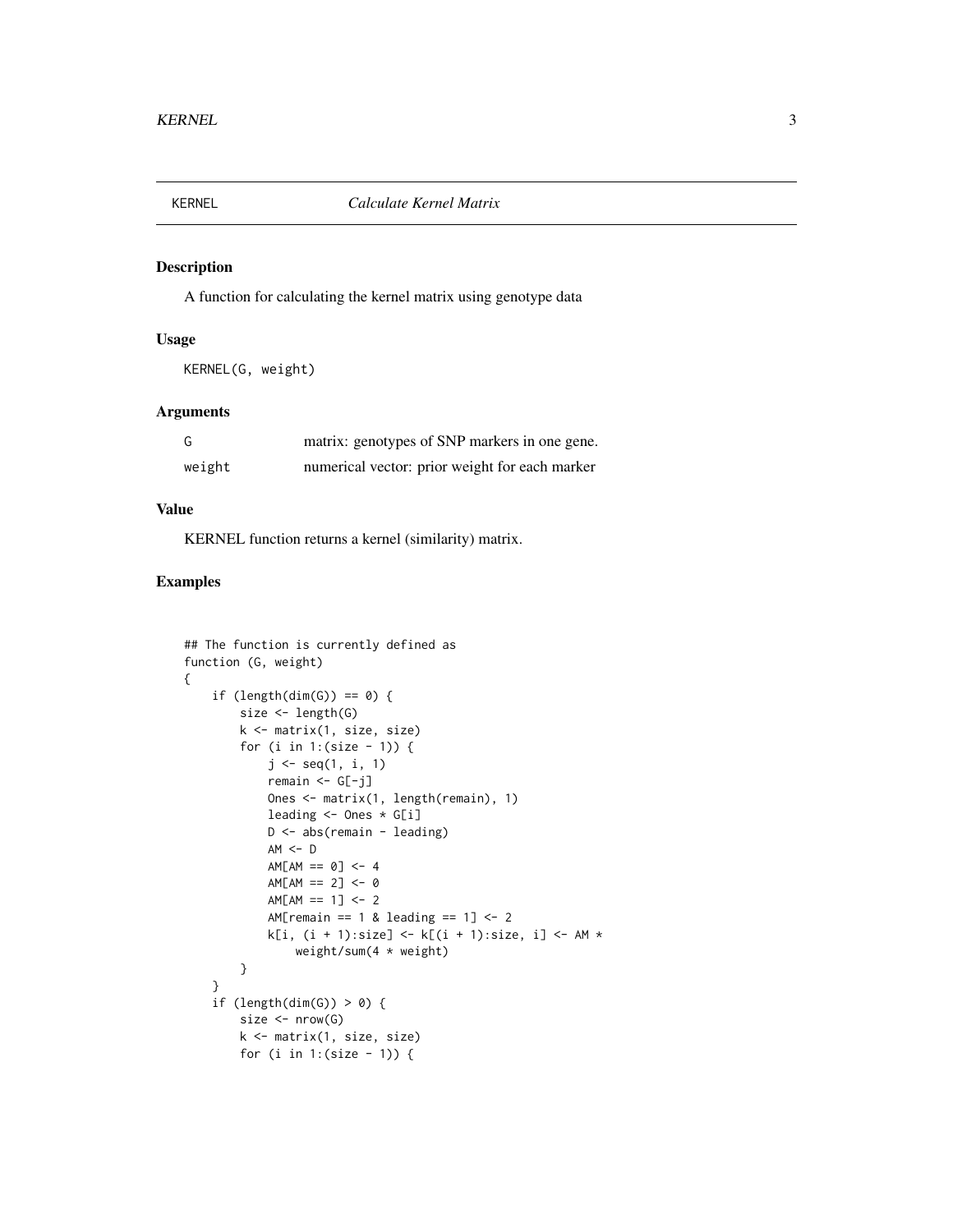KERNEL *Calculate Kernel Matrix*

## Description

A function for calculating the kernel matrix using genotype data

## Usage

```
KERNEL(G, weight)
```

## Arguments

| | |
|---|---|
| G | matrix: genotypes of SNP markers in one gene. |
| weight | numerical vector: prior weight for each marker |

## Value

KERNEL function returns a kernel (similarity) matrix.

## Examples

```
## The function is currently defined as
function (G, weight)
{
    if (length(dim(G)) == 0) {
        size <- length(G)
        k <- matrix(1, size, size)
        for (i in 1:(size - 1)) {
            j <- seq(1, i, 1)
            remain <- G[-j]
            Ones <- matrix(1, length(remain), 1)
            leading <- Ones * G[i]
            D <- abs(remain - leading)
            AM <- D
            AM[AM == 0] <- 4
            AM[AM == 2] <- 0
            AM[AM == 1] <- 2
            AM[remain == 1 & leading == 1] <- 2
            k[i, (i + 1):size] <- k[(i + 1):size, i] <- AM *
                weight/sum(4 * weight)
        }
    }
    if (length(dim(G)) > 0) {
        size <- nrow(G)
        k <- matrix(1, size, size)
        for (i in 1:(size - 1)) {
```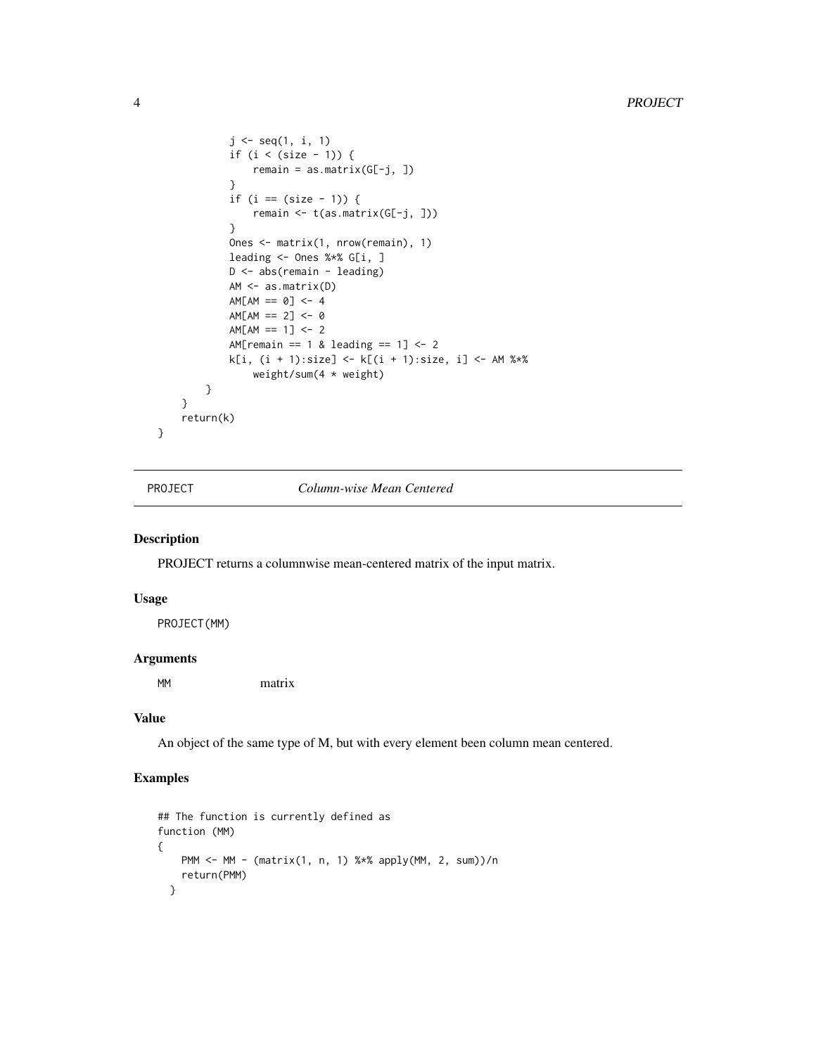```
            j <- seq(1, i, 1)
            if (i < (size - 1)) {
                remain = as.matrix(G[-j, ])
            }
            if (i == (size - 1)) {
                remain <- t(as.matrix(G[-j, ]))
            }
            Ones <- matrix(1, nrow(remain), 1)
            leading <- Ones %*% G[i, ]
            D <- abs(remain - leading)
            AM <- as.matrix(D)
            AM[AM == 0] <- 4
            AM[AM == 2] <- 0
            AM[AM == 1] <- 2
            AM[remain == 1 & leading == 1] <- 2
            k[i, (i + 1):size] <- k[(i + 1):size, i] <- AM %*%
                weight/sum(4 * weight)
        }
    }
    return(k)
}
```

---

PROJECT — *Column-wise Mean Centered*

---

## Description

PROJECT returns a columnwise mean-centered matrix of the input matrix.

## Usage

```
PROJECT(MM)
```

## Arguments

| | |
|---|---|
| MM | matrix |

## Value

An object of the same type of M, but with every element been column mean centered.

## Examples

```
## The function is currently defined as
function (MM)
{
    PMM <- MM - (matrix(1, n, 1) %*% apply(MM, 2, sum))/n
    return(PMM)
  }
```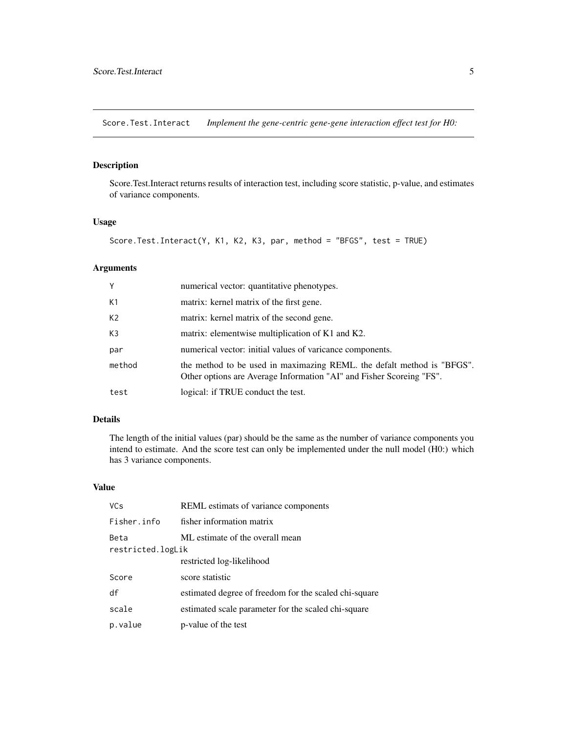## Score.Test.Interact *Implement the gene-centric gene-gene interaction effect test for H0:*

### Description

Score.Test.Interact returns results of interaction test, including score statistic, p-value, and estimates of variance components.

### Usage

```
Score.Test.Interact(Y, K1, K2, K3, par, method = "BFGS", test = TRUE)
```

### Arguments

| | |
|---|---|
| `Y` | numerical vector: quantitative phenotypes. |
| `K1` | matrix: kernel matrix of the first gene. |
| `K2` | matrix: kernel matrix of the second gene. |
| `K3` | matrix: elementwise multiplication of K1 and K2. |
| `par` | numerical vector: initial values of varicance components. |
| `method` | the method to be used in maximazing REML. the defalt method is "BFGS". Other options are Average Information "AI" and Fisher Scoreing "FS". |
| `test` | logical: if TRUE conduct the test. |

### Details

The length of the initial values (par) should be the same as the number of variance components you intend to estimate. And the score test can only be implemented under the null model (H0:) which has 3 variance components.

### Value

| | |
|---|---|
| `VCs` | REML estimats of variance components |
| `Fisher.info` | fisher information matrix |
| `Beta` | ML estimate of the overall mean |
| `restricted.logLik` | restricted log-likelihood |
| `Score` | score statistic |
| `df` | estimated degree of freedom for the scaled chi-square |
| `scale` | estimated scale parameter for the scaled chi-square |
| `p.value` | p-value of the test |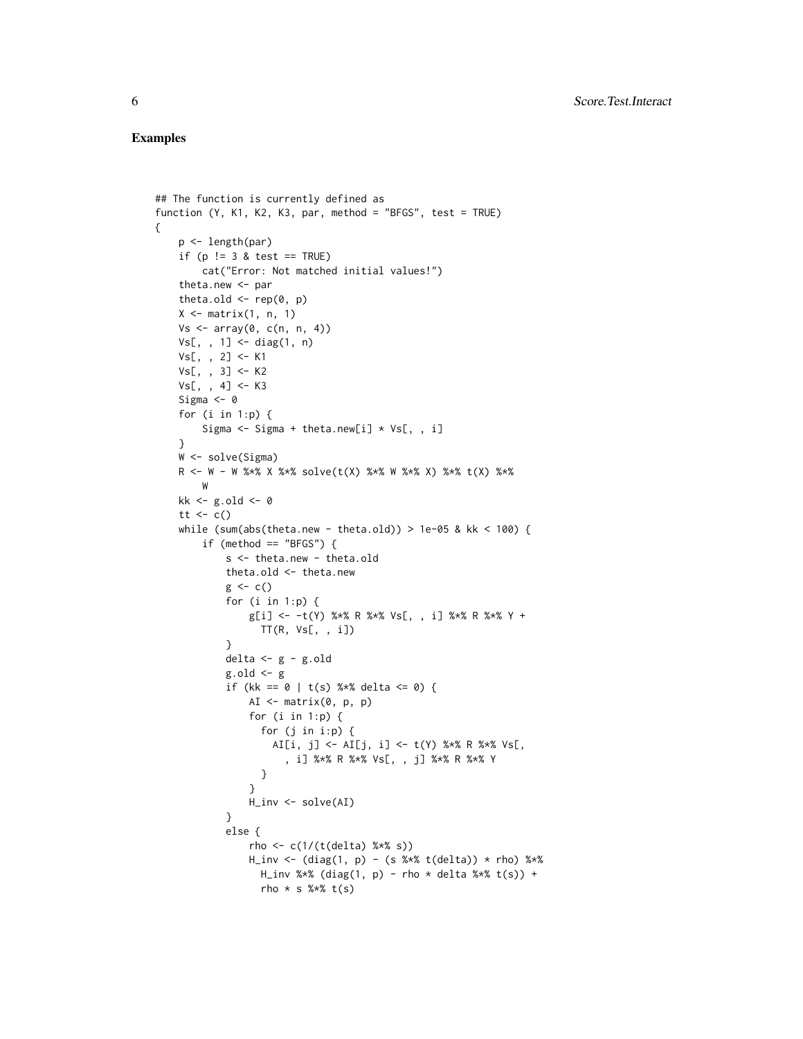## Examples

```
## The function is currently defined as
function (Y, K1, K2, K3, par, method = "BFGS", test = TRUE)
{
    p <- length(par)
    if (p != 3 & test == TRUE)
        cat("Error: Not matched initial values!")
    theta.new <- par
    theta.old <- rep(0, p)
    X <- matrix(1, n, 1)
    Vs <- array(0, c(n, n, 4))
    Vs[, , 1] <- diag(1, n)
    Vs[, , 2] <- K1
    Vs[, , 3] <- K2
    Vs[, , 4] <- K3
    Sigma <- 0
    for (i in 1:p) {
        Sigma <- Sigma + theta.new[i] * Vs[, , i]
    }
    W <- solve(Sigma)
    R <- W - W %*% X %*% solve(t(X) %*% W %*% X) %*% t(X) %*%
        W
    kk <- g.old <- 0
    tt <- c()
    while (sum(abs(theta.new - theta.old)) > 1e-05 & kk < 100) {
        if (method == "BFGS") {
            s <- theta.new - theta.old
            theta.old <- theta.new
            g <- c()
            for (i in 1:p) {
                g[i] <- -t(Y) %*% R %*% Vs[, , i] %*% R %*% Y +
                  TT(R, Vs[, , i])
            }
            delta <- g - g.old
            g.old <- g
            if (kk == 0 | t(s) %*% delta <= 0) {
                AI <- matrix(0, p, p)
                for (i in 1:p) {
                  for (j in i:p) {
                    AI[i, j] <- AI[j, i] <- t(Y) %*% R %*% Vs[,
                      , i] %*% R %*% Vs[, , j] %*% R %*% Y
                  }
                }
                H_inv <- solve(AI)
            }
            else {
                rho <- c(1/(t(delta) %*% s))
                H_inv <- (diag(1, p) - (s %*% t(delta)) * rho) %*%
                  H_inv %*% (diag(1, p) - rho * delta %*% t(s)) +
                  rho * s %*% t(s)
```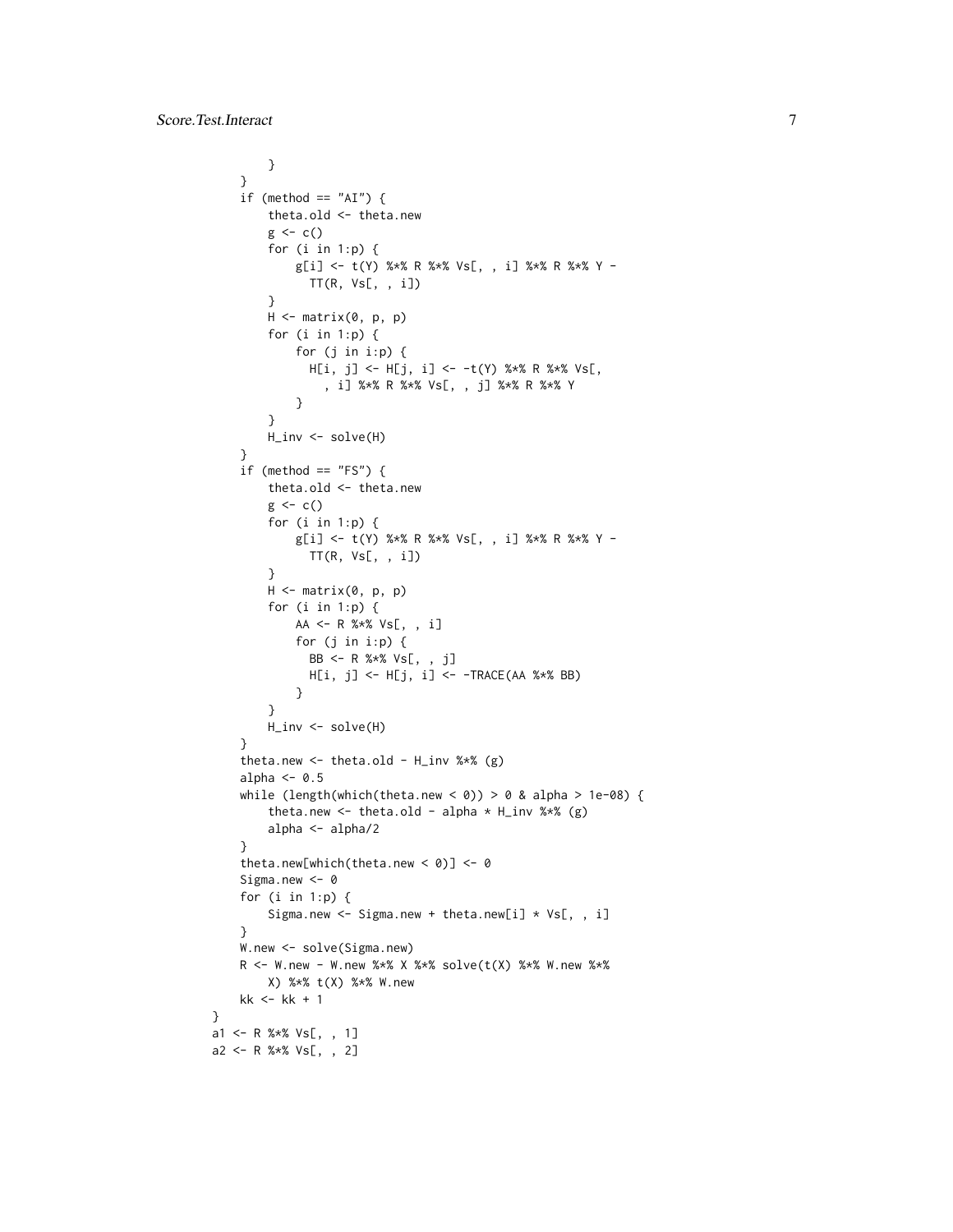```
        }
    }
    if (method == "AI") {
        theta.old <- theta.new
        g <- c()
        for (i in 1:p) {
            g[i] <- t(Y) %*% R %*% Vs[, , i] %*% R %*% Y -
              TT(R, Vs[, , i])
        }
        H <- matrix(0, p, p)
        for (i in 1:p) {
            for (j in i:p) {
              H[i, j] <- H[j, i] <- -t(Y) %*% R %*% Vs[,
                , i] %*% R %*% Vs[, , j] %*% R %*% Y
            }
        }
        H_inv <- solve(H)
    }
    if (method == "FS") {
        theta.old <- theta.new
        g <- c()
        for (i in 1:p) {
            g[i] <- t(Y) %*% R %*% Vs[, , i] %*% R %*% Y -
              TT(R, Vs[, , i])
        }
        H <- matrix(0, p, p)
        for (i in 1:p) {
            AA <- R %*% Vs[, , i]
            for (j in i:p) {
              BB <- R %*% Vs[, , j]
              H[i, j] <- H[j, i] <- -TRACE(AA %*% BB)
            }
        }
        H_inv <- solve(H)
    }
    theta.new <- theta.old - H_inv %*% (g)
    alpha <- 0.5
    while (length(which(theta.new < 0)) > 0 & alpha > 1e-08) {
        theta.new <- theta.old - alpha * H_inv %*% (g)
        alpha <- alpha/2
    }
    theta.new[which(theta.new < 0)] <- 0
    Sigma.new <- 0
    for (i in 1:p) {
        Sigma.new <- Sigma.new + theta.new[i] * Vs[, , i]
    }
    W.new <- solve(Sigma.new)
    R <- W.new - W.new %*% X %*% solve(t(X) %*% W.new %*%
        X) %*% t(X) %*% W.new
    kk <- kk + 1
}
a1 <- R %*% Vs[, , 1]
a2 <- R %*% Vs[, , 2]
```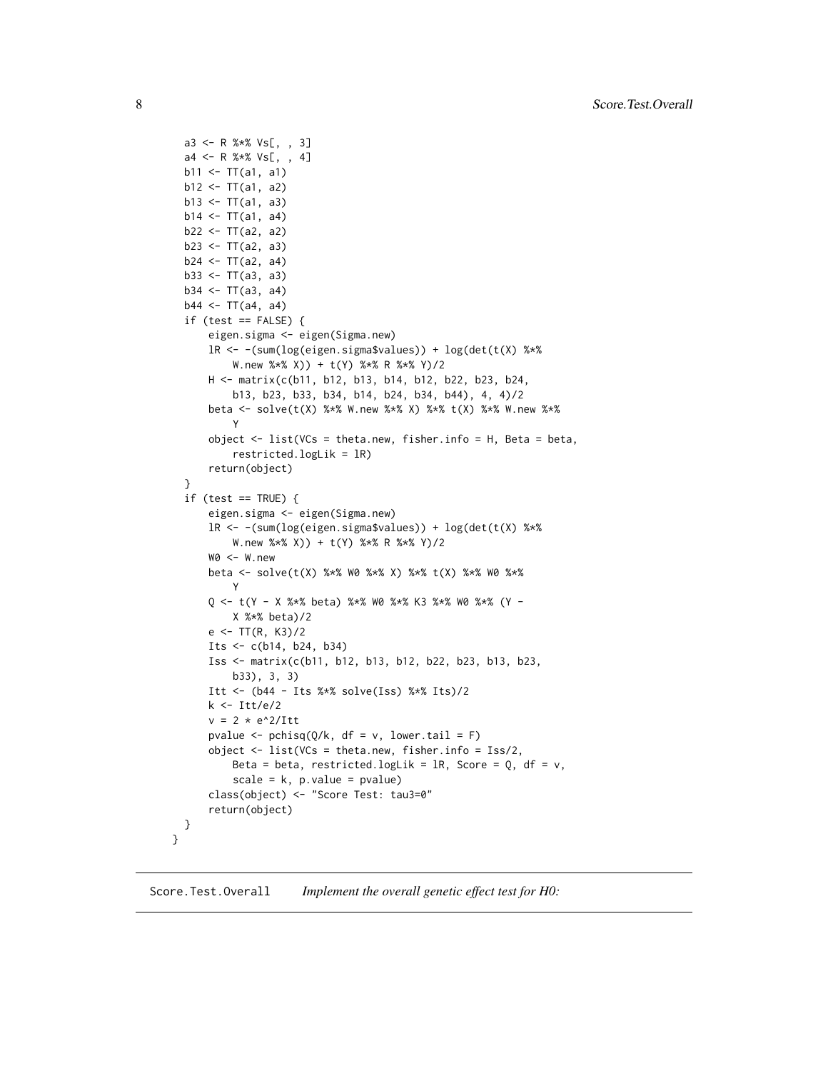```
    a3 <- R %*% Vs[, , 3]
    a4 <- R %*% Vs[, , 4]
    b11 <- TT(a1, a1)
    b12 <- TT(a1, a2)
    b13 <- TT(a1, a3)
    b14 <- TT(a1, a4)
    b22 <- TT(a2, a2)
    b23 <- TT(a2, a3)
    b24 <- TT(a2, a4)
    b33 <- TT(a3, a3)
    b34 <- TT(a3, a4)
    b44 <- TT(a4, a4)
    if (test == FALSE) {
        eigen.sigma <- eigen(Sigma.new)
        lR <- -(sum(log(eigen.sigma$values)) + log(det(t(X) %*%
            W.new %*% X)) + t(Y) %*% R %*% Y)/2
        H <- matrix(c(b11, b12, b13, b14, b12, b22, b23, b24,
            b13, b23, b33, b34, b14, b24, b34, b44), 4, 4)/2
        beta <- solve(t(X) %*% W.new %*% X) %*% t(X) %*% W.new %*%
            Y
        object <- list(VCs = theta.new, fisher.info = H, Beta = beta,
            restricted.logLik = lR)
        return(object)
    }
    if (test == TRUE) {
        eigen.sigma <- eigen(Sigma.new)
        lR <- -(sum(log(eigen.sigma$values)) + log(det(t(X) %*%
            W.new %*% X)) + t(Y) %*% R %*% Y)/2
        W0 <- W.new
        beta <- solve(t(X) %*% W0 %*% X) %*% t(X) %*% W0 %*%
            Y
        Q <- t(Y - X %*% beta) %*% W0 %*% K3 %*% W0 %*% (Y -
            X %*% beta)/2
        e <- TT(R, K3)/2
        Its <- c(b14, b24, b34)
        Iss <- matrix(c(b11, b12, b13, b12, b22, b23, b13, b23,
            b33), 3, 3)
        Itt <- (b44 - Its %*% solve(Iss) %*% Its)/2
        k <- Itt/e/2
        v = 2 * e^2/Itt
        pvalue <- pchisq(Q/k, df = v, lower.tail = F)
        object <- list(VCs = theta.new, fisher.info = Iss/2,
            Beta = beta, restricted.logLik = lR, Score = Q, df = v,
            scale = k, p.value = pvalue)
        class(object) <- "Score Test: tau3=0"
        return(object)
    }
}
```

---

Score.Test.Overall    *Implement the overall genetic effect test for H0:*

---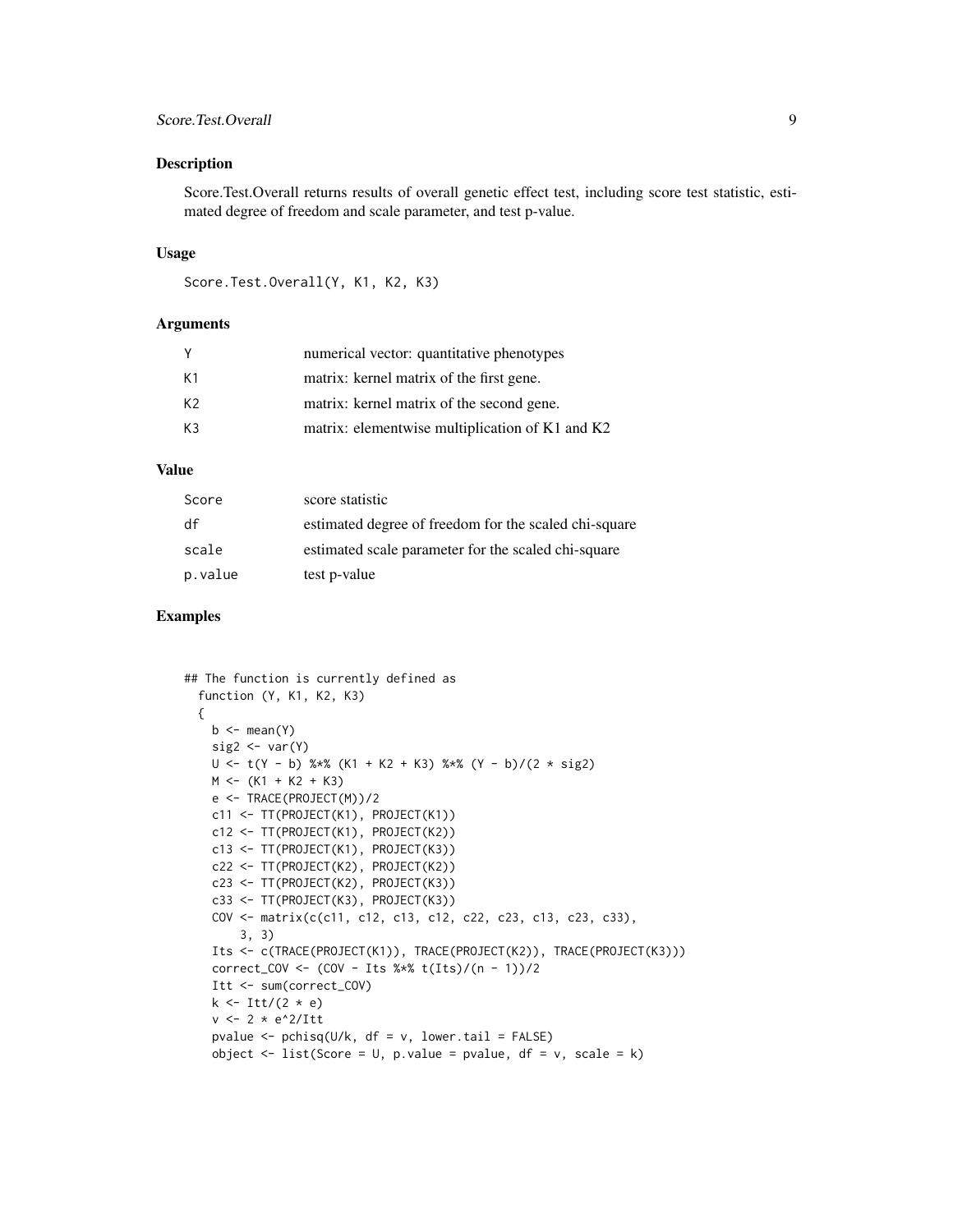## Description

Score.Test.Overall returns results of overall genetic effect test, including score test statistic, estimated degree of freedom and scale parameter, and test p-value.

## Usage

```
Score.Test.Overall(Y, K1, K2, K3)
```

## Arguments

| | |
|---|---|
| Y | numerical vector: quantitative phenotypes |
| K1 | matrix: kernel matrix of the first gene. |
| K2 | matrix: kernel matrix of the second gene. |
| K3 | matrix: elementwise multiplication of K1 and K2 |

## Value

| | |
|---|---|
| Score | score statistic |
| df | estimated degree of freedom for the scaled chi-square |
| scale | estimated scale parameter for the scaled chi-square |
| p.value | test p-value |

## Examples

```
## The function is currently defined as
  function (Y, K1, K2, K3)
  {
    b <- mean(Y)
    sig2 <- var(Y)
    U <- t(Y - b) %*% (K1 + K2 + K3) %*% (Y - b)/(2 * sig2)
    M <- (K1 + K2 + K3)
    e <- TRACE(PROJECT(M))/2
    c11 <- TT(PROJECT(K1), PROJECT(K1))
    c12 <- TT(PROJECT(K1), PROJECT(K2))
    c13 <- TT(PROJECT(K1), PROJECT(K3))
    c22 <- TT(PROJECT(K2), PROJECT(K2))
    c23 <- TT(PROJECT(K2), PROJECT(K3))
    c33 <- TT(PROJECT(K3), PROJECT(K3))
    COV <- matrix(c(c11, c12, c13, c12, c22, c23, c13, c23, c33),
        3, 3)
    Its <- c(TRACE(PROJECT(K1)), TRACE(PROJECT(K2)), TRACE(PROJECT(K3)))
    correct_COV <- (COV - Its %*% t(Its)/(n - 1))/2
    Itt <- sum(correct_COV)
    k <- Itt/(2 * e)
    v <- 2 * e^2/Itt
    pvalue <- pchisq(U/k, df = v, lower.tail = FALSE)
    object <- list(Score = U, p.value = pvalue, df = v, scale = k)
```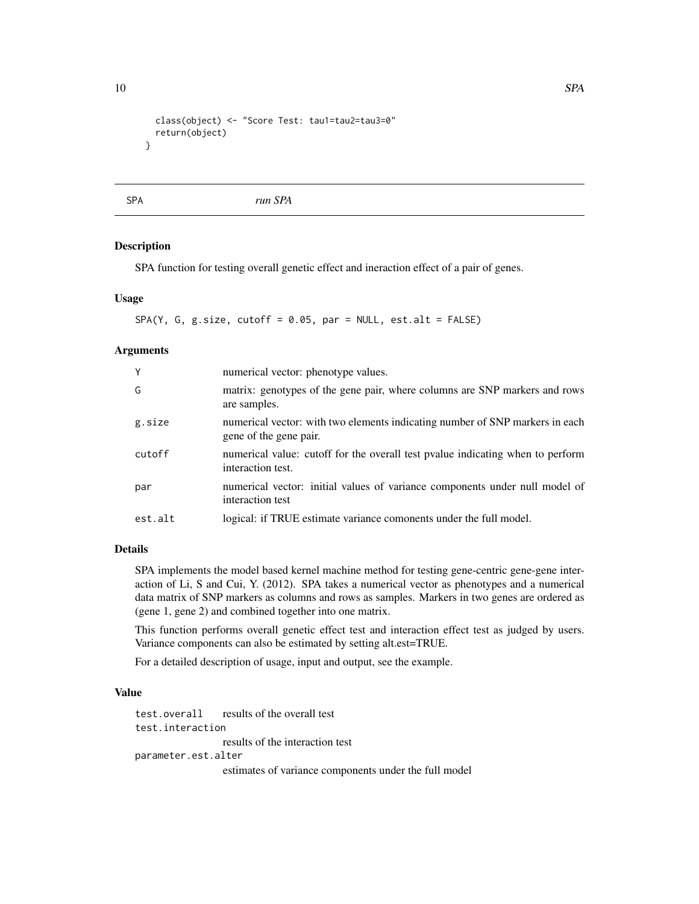```
  class(object) <- "Score Test: tau1=tau2=tau3=0"
  return(object)
}
```

---

## SPA *run SPA*

### Description

SPA function for testing overall genetic effect and ineraction effect of a pair of genes.

### Usage

```
SPA(Y, G, g.size, cutoff = 0.05, par = NULL, est.alt = FALSE)
```

### Arguments

| | |
|---|---|
| Y | numerical vector: phenotype values. |
| G | matrix: genotypes of the gene pair, where columns are SNP markers and rows are samples. |
| g.size | numerical vector: with two elements indicating number of SNP markers in each gene of the gene pair. |
| cutoff | numerical value: cutoff for the overall test pvalue indicating when to perform interaction test. |
| par | numerical vector: initial values of variance components under null model of interaction test |
| est.alt | logical: if TRUE estimate variance comonents under the full model. |

### Details

SPA implements the model based kernel machine method for testing gene-centric gene-gene interaction of Li, S and Cui, Y. (2012). SPA takes a numerical vector as phenotypes and a numerical data matrix of SNP markers as columns and rows as samples. Markers in two genes are ordered as (gene 1, gene 2) and combined together into one matrix.

This function performs overall genetic effect test and interaction effect test as judged by users. Variance components can also be estimated by setting alt.est=TRUE.

For a detailed description of usage, input and output, see the example.

### Value

| | |
|---|---|
| test.overall | results of the overall test |
| test.interaction | results of the interaction test |
| parameter.est.alter | estimates of variance components under the full model |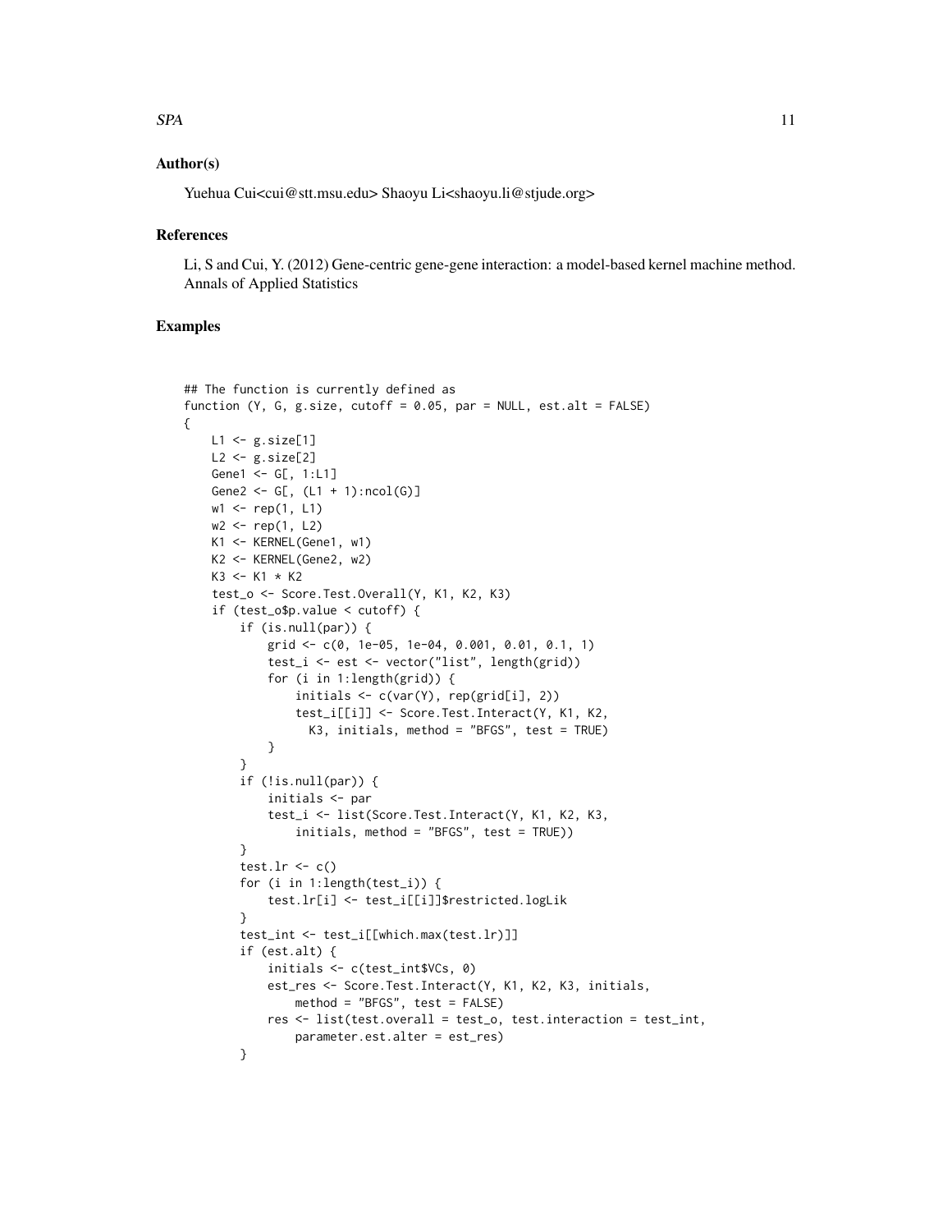## Author(s)

Yuehua Cui<cui@stt.msu.edu> Shaoyu Li<shaoyu.li@stjude.org>

## References

Li, S and Cui, Y. (2012) Gene-centric gene-gene interaction: a model-based kernel machine method. Annals of Applied Statistics

## Examples

```
## The function is currently defined as
function (Y, G, g.size, cutoff = 0.05, par = NULL, est.alt = FALSE)
{
    L1 <- g.size[1]
    L2 <- g.size[2]
    Gene1 <- G[, 1:L1]
    Gene2 <- G[, (L1 + 1):ncol(G)]
    w1 <- rep(1, L1)
    w2 <- rep(1, L2)
    K1 <- KERNEL(Gene1, w1)
    K2 <- KERNEL(Gene2, w2)
    K3 <- K1 * K2
    test_o <- Score.Test.Overall(Y, K1, K2, K3)
    if (test_o$p.value < cutoff) {
        if (is.null(par)) {
            grid <- c(0, 1e-05, 1e-04, 0.001, 0.01, 0.1, 1)
            test_i <- est <- vector("list", length(grid))
            for (i in 1:length(grid)) {
                initials <- c(var(Y), rep(grid[i], 2))
                test_i[[i]] <- Score.Test.Interact(Y, K1, K2,
                  K3, initials, method = "BFGS", test = TRUE)
            }
        }
        if (!is.null(par)) {
            initials <- par
            test_i <- list(Score.Test.Interact(Y, K1, K2, K3,
                initials, method = "BFGS", test = TRUE))
        }
        test.lr <- c()
        for (i in 1:length(test_i)) {
            test.lr[i] <- test_i[[i]]$restricted.logLik
        }
        test_int <- test_i[[which.max(test.lr)]]
        if (est.alt) {
            initials <- c(test_int$VCs, 0)
            est_res <- Score.Test.Interact(Y, K1, K2, K3, initials,
                method = "BFGS", test = FALSE)
            res <- list(test.overall = test_o, test.interaction = test_int,
                parameter.est.alter = est_res)
        }
```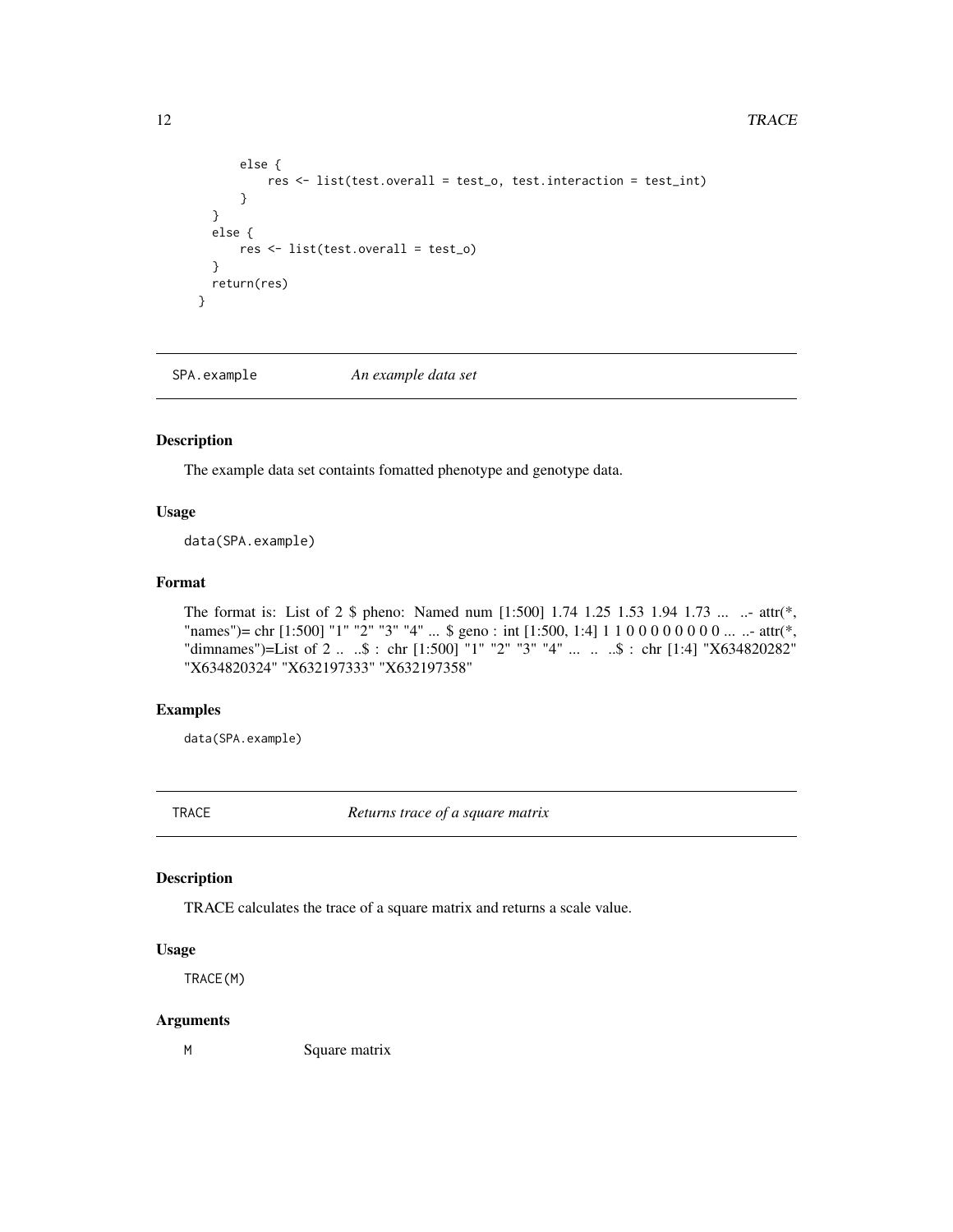```
        else {
            res <- list(test.overall = test_o, test.interaction = test_int)
        }
    }
    else {
        res <- list(test.overall = test_o)
    }
    return(res)
  }
```

## SPA.example *An example data set*

### Description

The example data set containts fomatted phenotype and genotype data.

### Usage

```
data(SPA.example)
```

### Format

The format is: List of 2 $ pheno: Named num [1:500] 1.74 1.25 1.53 1.94 1.73 ... ..- attr(*, "names")= chr [1:500] "1" "2" "3" "4" ... $ geno : int [1:500, 1:4] 1 1 0 0 0 0 0 0 0 0 ... ..- attr(*, "dimnames")=List of 2 .. ..$ : chr [1:500] "1" "2" "3" "4" ... .. ..$ : chr [1:4] "X634820282" "X634820324" "X632197333" "X632197358"

### Examples

```
data(SPA.example)
```

## TRACE *Returns trace of a square matrix*

### Description

TRACE calculates the trace of a square matrix and returns a scale value.

### Usage

```
TRACE(M)
```

### Arguments

| | |
|---|---|
| M | Square matrix |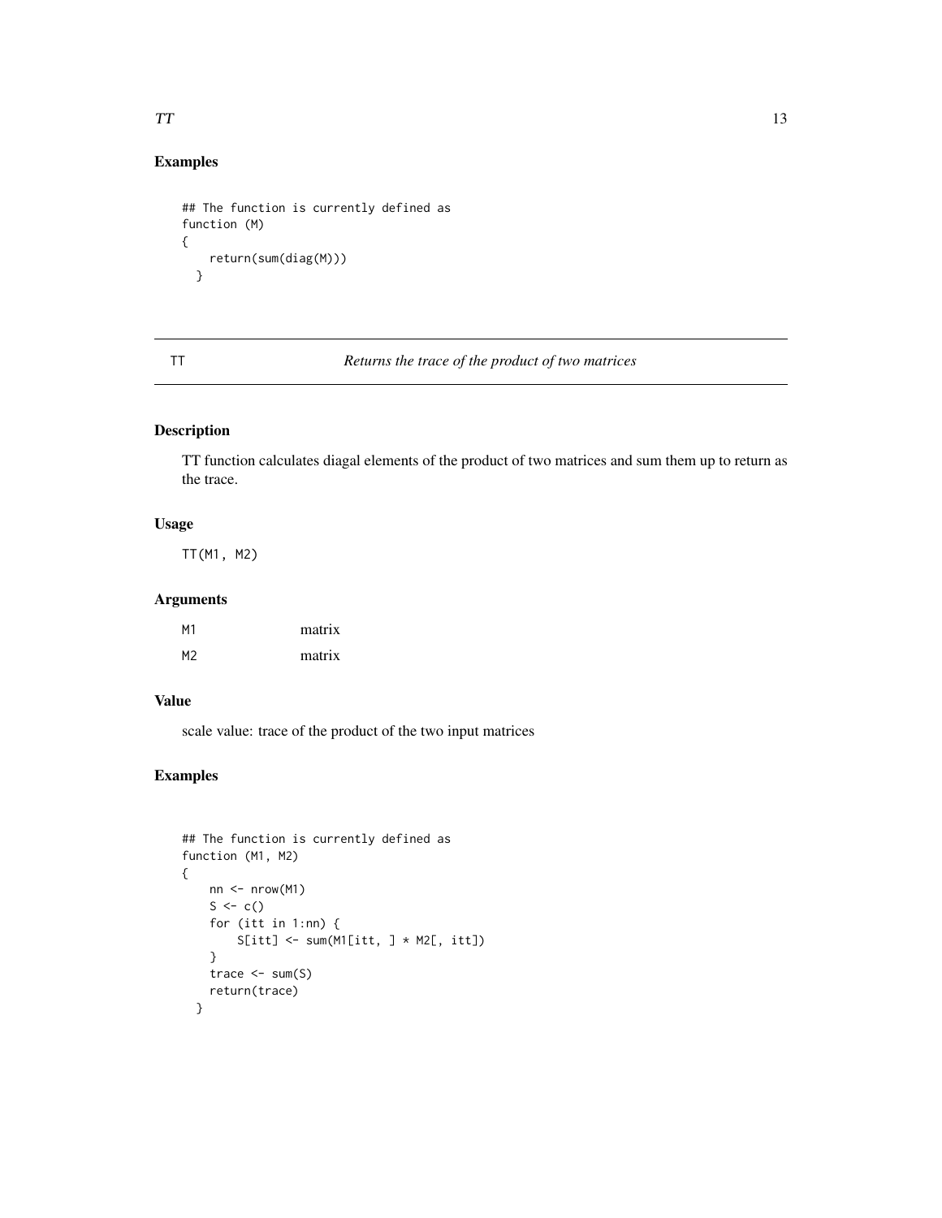## Examples

```
## The function is currently defined as
function (M)
{
    return(sum(diag(M)))
  }
```

---

TT *Returns the trace of the product of two matrices*

---

## Description

TT function calculates diagal elements of the product of two matrices and sum them up to return as the trace.

## Usage

```
TT(M1, M2)
```

## Arguments

| | |
|---|---|
| M1 | matrix |
| M2 | matrix |

## Value

scale value: trace of the product of the two input matrices

## Examples

```
## The function is currently defined as
function (M1, M2)
{
    nn <- nrow(M1)
    S <- c()
    for (itt in 1:nn) {
        S[itt] <- sum(M1[itt, ] * M2[, itt])
    }
    trace <- sum(S)
    return(trace)
  }
```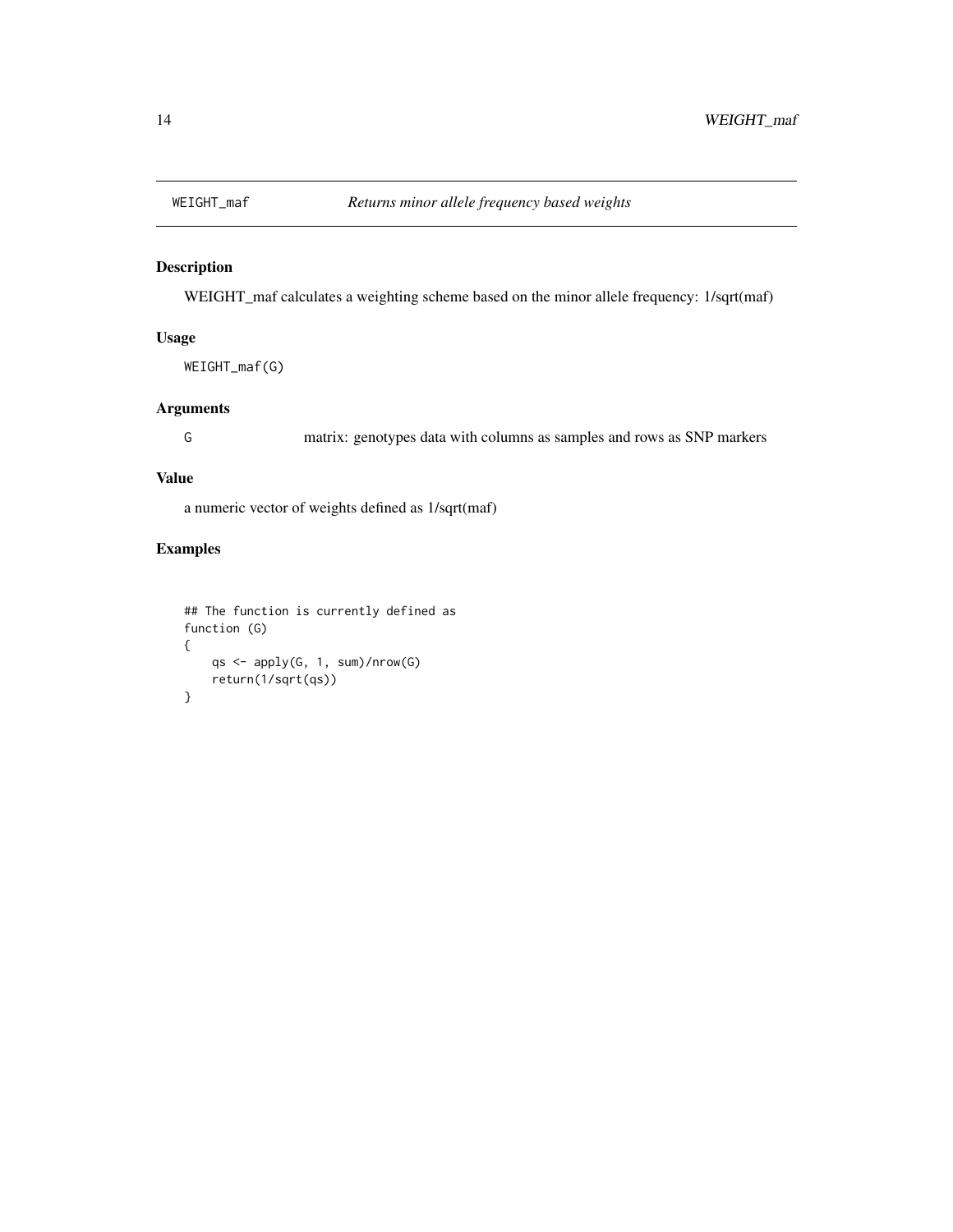# WEIGHT_maf — *Returns minor allele frequency based weights*

## Description

WEIGHT_maf calculates a weighting scheme based on the minor allele frequency: 1/sqrt(maf)

## Usage

```
WEIGHT_maf(G)
```

## Arguments

| | |
|---|---|
| G | matrix: genotypes data with columns as samples and rows as SNP markers |

## Value

a numeric vector of weights defined as 1/sqrt(maf)

## Examples

```
## The function is currently defined as
function (G)
{
    qs <- apply(G, 1, sum)/nrow(G)
    return(1/sqrt(qs))
}
```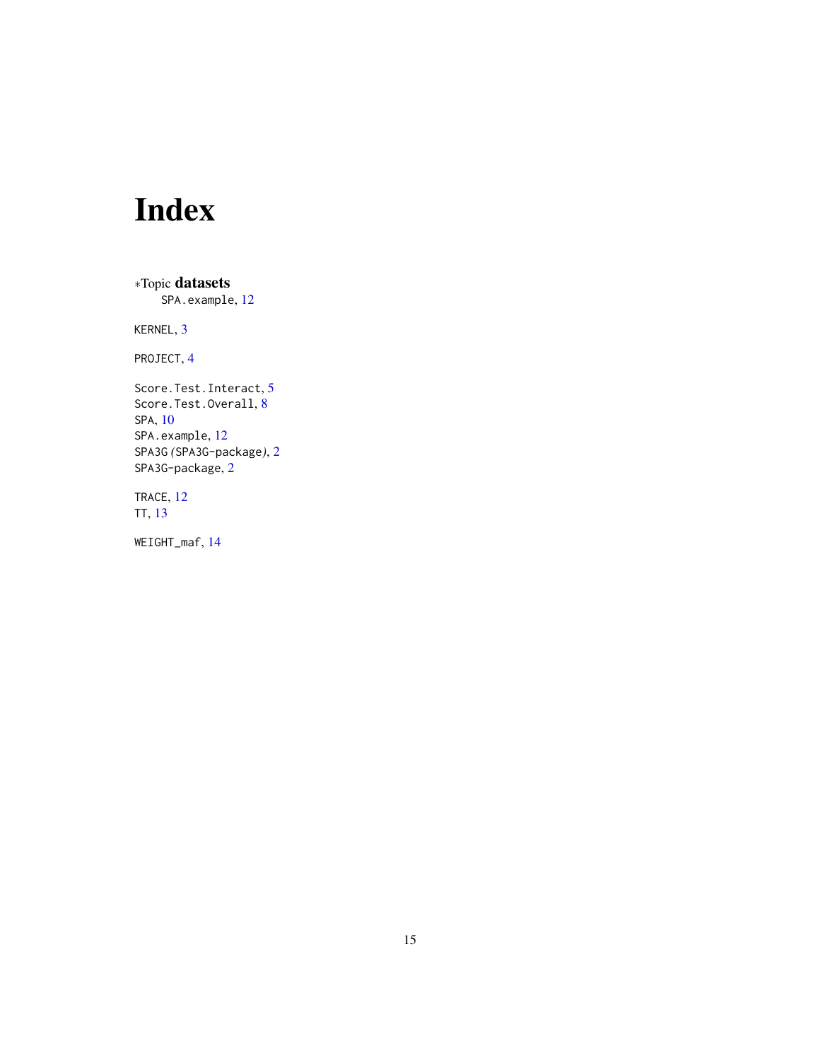# Index

∗Topic **datasets**
    SPA.example, 12

KERNEL, 3

PROJECT, 4

Score.Test.Interact, 5
Score.Test.Overall, 8
SPA, 10
SPA.example, 12
SPA3G *(*SPA3G-package*)*, 2
SPA3G-package, 2

TRACE, 12
TT, 13

WEIGHT_maf, 14